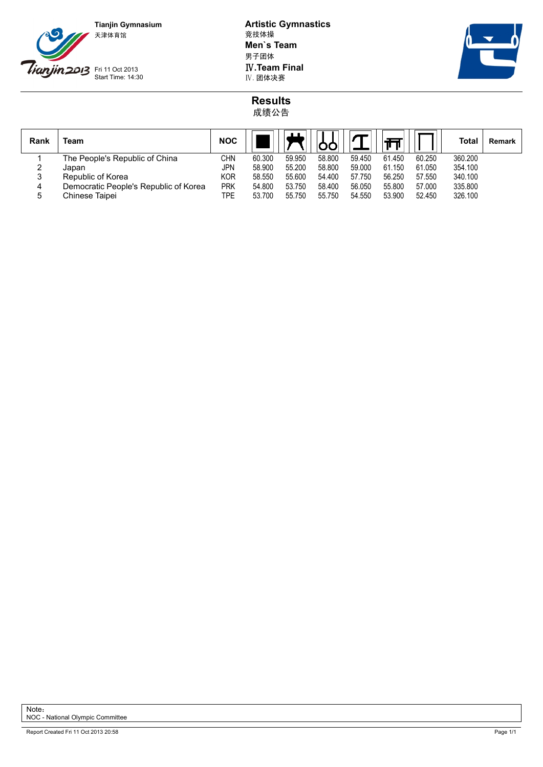Tianjin Gymnasium
天津体育馆

Fri 11 Oct 2013
Start Time: 14:30

**Artistic Gymnastics**
竞技体操
**Men`s Team**
男子团体
**Ⅳ.Team Final**
Ⅳ. 团体决赛

## Results
成绩公告

| Rank | Team | NOC | Floor | Pommel Horse | Rings | Vault | Parallel Bars | Horizontal Bar | Total | Remark |
|---|---|---|---|---|---|---|---|---|---|---|
| 1 | The People's Republic of China | CHN | 60.300 | 59.950 | 58.800 | 59.450 | 61.450 | 60.250 | 360.200 | |
| 2 | Japan | JPN | 58.900 | 55.200 | 58.800 | 59.000 | 61.150 | 61.050 | 354.100 | |
| 3 | Republic of Korea | KOR | 58.550 | 55.600 | 54.400 | 57.750 | 56.250 | 57.550 | 340.100 | |
| 4 | Democratic People's Republic of Korea | PRK | 54.800 | 53.750 | 58.400 | 56.050 | 55.800 | 57.000 | 335.800 | |
| 5 | Chinese Taipei | TPE | 53.700 | 55.750 | 55.750 | 54.550 | 53.900 | 52.450 | 326.100 | |

Note：
NOC - National Olympic Committee

Report Created Fri 11 Oct 2013 20:58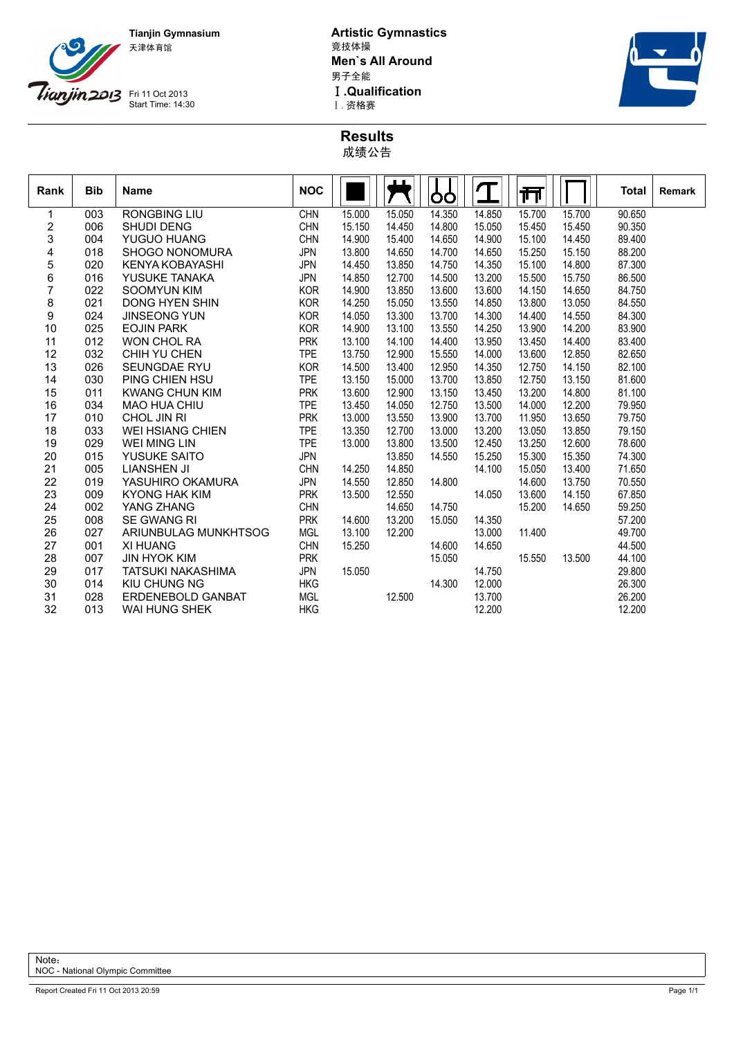Tianjin Gymnasium
天津体育馆

Fri 11 Oct 2013
Start Time: 14:30

**Artistic Gymnastics**
竞技体操
**Men`s All Around**
男子全能
**Ⅰ.Qualification**
Ⅰ. 资格赛

## Results
成绩公告

| Rank | Bib | Name | NOC | Floor | Pommel Horse | Rings | Vault | Parallel Bars | Horizontal Bar | Total | Remark |
|---|---|---|---|---|---|---|---|---|---|---|---|
| 1 | 003 | RONGBING LIU | CHN | 15.000 | 15.050 | 14.350 | 14.850 | 15.700 | 15.700 | 90.650 | |
| 2 | 006 | SHUDI DENG | CHN | 15.150 | 14.450 | 14.800 | 15.050 | 15.450 | 15.450 | 90.350 | |
| 3 | 004 | YUGUO HUANG | CHN | 14.900 | 15.400 | 14.650 | 14.900 | 15.100 | 14.450 | 89.400 | |
| 4 | 018 | SHOGO NONOMURA | JPN | 13.800 | 14.650 | 14.700 | 14.650 | 15.250 | 15.150 | 88.200 | |
| 5 | 020 | KENYA KOBAYASHI | JPN | 14.450 | 13.850 | 14.750 | 14.350 | 15.100 | 14.800 | 87.300 | |
| 6 | 016 | YUSUKE TANAKA | JPN | 14.850 | 12.700 | 14.500 | 13.200 | 15.500 | 15.750 | 86.500 | |
| 7 | 022 | SOOMYUN KIM | KOR | 14.900 | 13.850 | 13.600 | 13.600 | 14.150 | 14.650 | 84.750 | |
| 8 | 021 | DONG HYEN SHIN | KOR | 14.250 | 15.050 | 13.550 | 14.850 | 13.800 | 13.050 | 84.550 | |
| 9 | 024 | JINSEONG YUN | KOR | 14.050 | 13.300 | 13.700 | 14.300 | 14.400 | 14.550 | 84.300 | |
| 10 | 025 | EOJIN PARK | KOR | 14.900 | 13.100 | 13.550 | 14.250 | 13.900 | 14.200 | 83.900 | |
| 11 | 012 | WON CHOL RA | PRK | 13.100 | 14.100 | 14.400 | 13.950 | 13.450 | 14.400 | 83.400 | |
| 12 | 032 | CHIH YU CHEN | TPE | 13.750 | 12.900 | 15.550 | 14.000 | 13.600 | 12.850 | 82.650 | |
| 13 | 026 | SEUNGDAE RYU | KOR | 14.500 | 13.400 | 12.950 | 14.350 | 12.750 | 14.150 | 82.100 | |
| 14 | 030 | PING CHIEN HSU | TPE | 13.150 | 15.000 | 13.700 | 13.850 | 12.750 | 13.150 | 81.600 | |
| 15 | 011 | KWANG CHUN KIM | PRK | 13.600 | 12.900 | 13.150 | 13.450 | 13.200 | 14.800 | 81.100 | |
| 16 | 034 | MAO HUA CHIU | TPE | 13.450 | 14.050 | 12.750 | 13.500 | 14.000 | 12.200 | 79.950 | |
| 17 | 010 | CHOL JIN RI | PRK | 13.000 | 13.550 | 13.900 | 13.700 | 11.950 | 13.650 | 79.750 | |
| 18 | 033 | WEI HSIANG CHIEN | TPE | 13.350 | 12.700 | 13.000 | 13.200 | 13.050 | 13.850 | 79.150 | |
| 19 | 029 | WEI MING LIN | TPE | 13.000 | 13.800 | 13.500 | 12.450 | 13.250 | 12.600 | 78.600 | |
| 20 | 015 | YUSUKE SAITO | JPN | | 13.850 | 14.550 | 15.250 | 15.300 | 15.350 | 74.300 | |
| 21 | 005 | LIANSHEN JI | CHN | 14.250 | 14.850 | | 14.100 | 15.050 | 13.400 | 71.650 | |
| 22 | 019 | YASUHIRO OKAMURA | JPN | 14.550 | 12.850 | 14.800 | | 14.600 | 13.750 | 70.550 | |
| 23 | 009 | KYONG HAK KIM | PRK | 13.500 | 12.550 | | 14.050 | 13.600 | 14.150 | 67.850 | |
| 24 | 002 | YANG ZHANG | CHN | | 14.650 | 14.750 | | 15.200 | 14.650 | 59.250 | |
| 25 | 008 | SE GWANG RI | PRK | 14.600 | 13.200 | 15.050 | 14.350 | | | 57.200 | |
| 26 | 027 | ARIUNBULAG MUNKHTSOG | MGL | 13.100 | 12.200 | | 13.000 | 11.400 | | 49.700 | |
| 27 | 001 | XI HUANG | CHN | 15.250 | | 14.600 | 14.650 | | | 44.500 | |
| 28 | 007 | JIN HYOK KIM | PRK | | | 15.050 | | 15.550 | 13.500 | 44.100 | |
| 29 | 017 | TATSUKI NAKASHIMA | JPN | 15.050 | | | 14.750 | | | 29.800 | |
| 30 | 014 | KIU CHUNG NG | HKG | | | 14.300 | 12.000 | | | 26.300 | |
| 31 | 028 | ERDENEBOLD GANBAT | MGL | | 12.500 | | 13.700 | | | 26.200 | |
| 32 | 013 | WAI HUNG SHEK | HKG | | | | 12.200 | | | 12.200 | |

Note:
NOC - National Olympic Committee

Report Created Fri 11 Oct 2013 20:59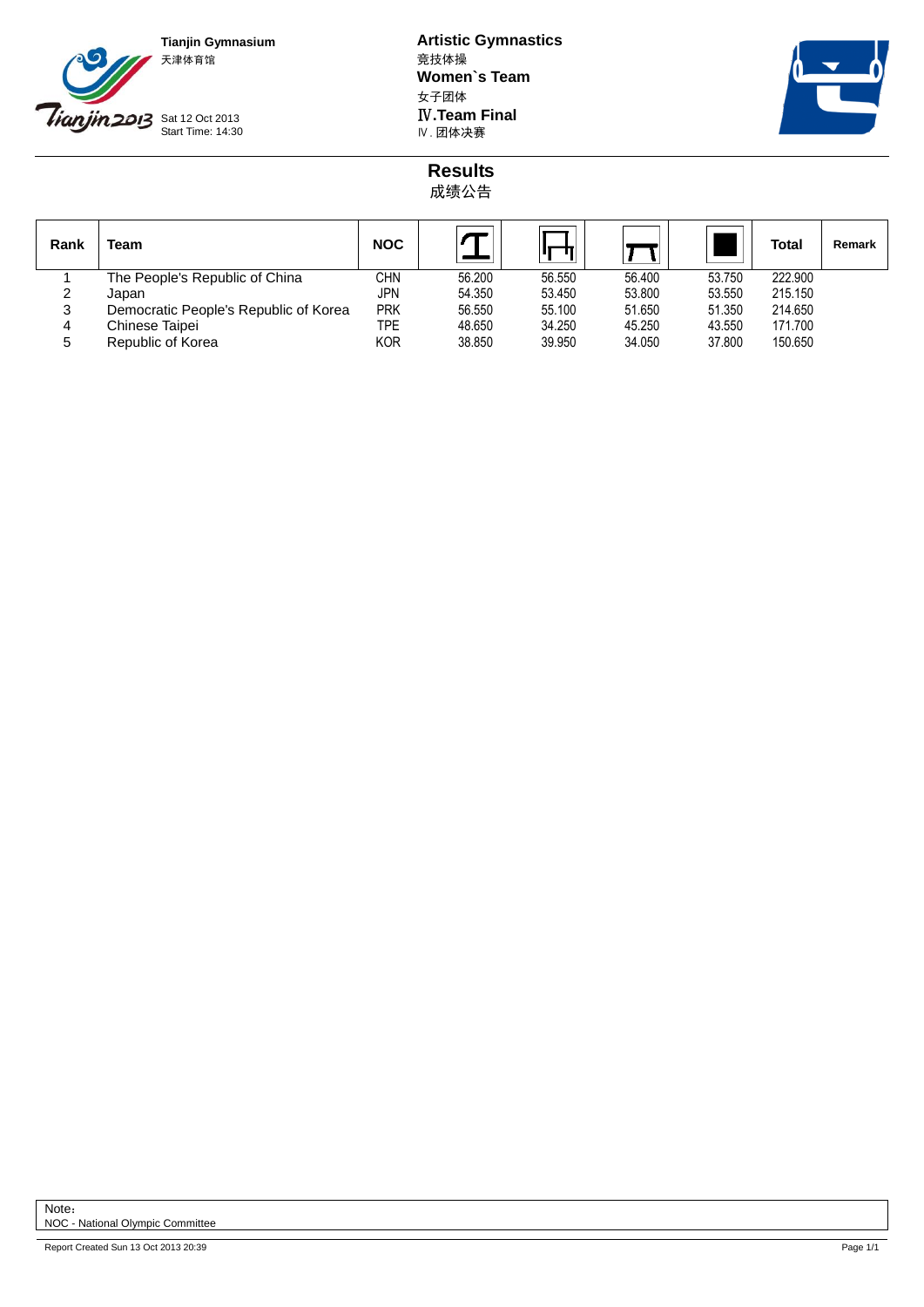**Tianjin Gymnasium**
天津体育馆

Sat 12 Oct 2013
Start Time: 14:30

**Artistic Gymnastics**
竞技体操
**Women`s Team**
女子团体
**Ⅳ.Team Final**
Ⅳ. 团体决赛

# Results
成绩公告

| Rank | Team | NOC | Vault | Uneven Bars | Beam | Floor | Total | Remark |
|---|---|---|---|---|---|---|---|---|
| 1 | The People's Republic of China | CHN | 56.200 | 56.550 | 56.400 | 53.750 | 222.900 | |
| 2 | Japan | JPN | 54.350 | 53.450 | 53.800 | 53.550 | 215.150 | |
| 3 | Democratic People's Republic of Korea | PRK | 56.550 | 55.100 | 51.650 | 51.350 | 214.650 | |
| 4 | Chinese Taipei | TPE | 48.650 | 34.250 | 45.250 | 43.550 | 171.700 | |
| 5 | Republic of Korea | KOR | 38.850 | 39.950 | 34.050 | 37.800 | 150.650 | |

Note：
NOC - National Olympic Committee

Report Created Sun 13 Oct 2013 20:39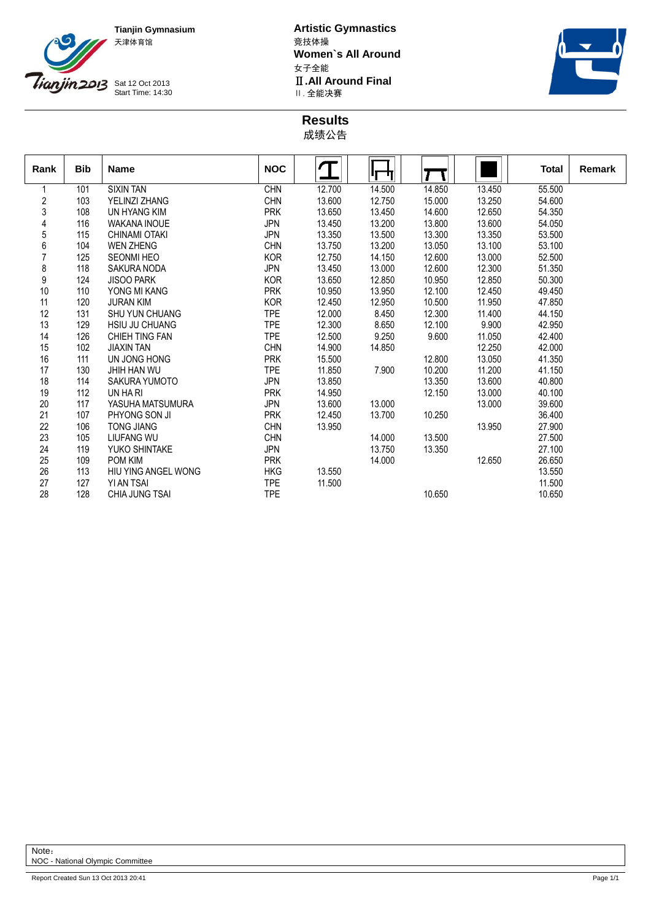Tianjin Gymnasium
天津体育馆

Sat 12 Oct 2013
Start Time: 14:30

**Artistic Gymnastics**
竞技体操
**Women`s All Around**
女子全能
**Ⅱ.All Around Final**
Ⅱ. 全能决赛

## Results
成绩公告

| Rank | Bib | Name | NOC | | | | | Total | Remark |
|---|---|---|---|---|---|---|---|---|---|
| 1 | 101 | SIXIN TAN | CHN | 12.700 | 14.500 | 14.850 | 13.450 | 55.500 | |
| 2 | 103 | YELINZI ZHANG | CHN | 13.600 | 12.750 | 15.000 | 13.250 | 54.600 | |
| 3 | 108 | UN HYANG KIM | PRK | 13.650 | 13.450 | 14.600 | 12.650 | 54.350 | |
| 4 | 116 | WAKANA INOUE | JPN | 13.450 | 13.200 | 13.800 | 13.600 | 54.050 | |
| 5 | 115 | CHINAMI OTAKI | JPN | 13.350 | 13.500 | 13.300 | 13.350 | 53.500 | |
| 6 | 104 | WEN ZHENG | CHN | 13.750 | 13.200 | 13.050 | 13.100 | 53.100 | |
| 7 | 125 | SEONMI HEO | KOR | 12.750 | 14.150 | 12.600 | 13.000 | 52.500 | |
| 8 | 118 | SAKURA NODA | JPN | 13.450 | 13.000 | 12.600 | 12.300 | 51.350 | |
| 9 | 124 | JISOO PARK | KOR | 13.650 | 12.850 | 10.950 | 12.850 | 50.300 | |
| 10 | 110 | YONG MI KANG | PRK | 10.950 | 13.950 | 12.100 | 12.450 | 49.450 | |
| 11 | 120 | JURAN KIM | KOR | 12.450 | 12.950 | 10.500 | 11.950 | 47.850 | |
| 12 | 131 | SHU YUN CHUANG | TPE | 12.000 | 8.450 | 12.300 | 11.400 | 44.150 | |
| 13 | 129 | HSIU JU CHUANG | TPE | 12.300 | 8.650 | 12.100 | 9.900 | 42.950 | |
| 14 | 126 | CHIEH TING FAN | TPE | 12.500 | 9.250 | 9.600 | 11.050 | 42.400 | |
| 15 | 102 | JIAXIN TAN | CHN | 14.900 | 14.850 | | 12.250 | 42.000 | |
| 16 | 111 | UN JONG HONG | PRK | 15.500 | | 12.800 | 13.050 | 41.350 | |
| 17 | 130 | JHIH HAN WU | TPE | 11.850 | 7.900 | 10.200 | 11.200 | 41.150 | |
| 18 | 114 | SAKURA YUMOTO | JPN | 13.850 | | 13.350 | 13.600 | 40.800 | |
| 19 | 112 | UN HA RI | PRK | 14.950 | | 12.150 | 13.000 | 40.100 | |
| 20 | 117 | YASUHA MATSUMURA | JPN | 13.600 | 13.000 | | 13.000 | 39.600 | |
| 21 | 107 | PHYONG SON JI | PRK | 12.450 | 13.700 | 10.250 | | 36.400 | |
| 22 | 106 | TONG JIANG | CHN | 13.950 | | | 13.950 | 27.900 | |
| 23 | 105 | LIUFANG WU | CHN | | 14.000 | 13.500 | | 27.500 | |
| 24 | 119 | YUKO SHINTAKE | JPN | | 13.750 | 13.350 | | 27.100 | |
| 25 | 109 | POM KIM | PRK | | 14.000 | | 12.650 | 26.650 | |
| 26 | 113 | HIU YING ANGEL WONG | HKG | 13.550 | | | | 13.550 | |
| 27 | 127 | YI AN TSAI | TPE | 11.500 | | | | 11.500 | |
| 28 | 128 | CHIA JUNG TSAI | TPE | | | 10.650 | | 10.650 | |

Note：
NOC - National Olympic Committee

Report Created Sun 13 Oct 2013 20:41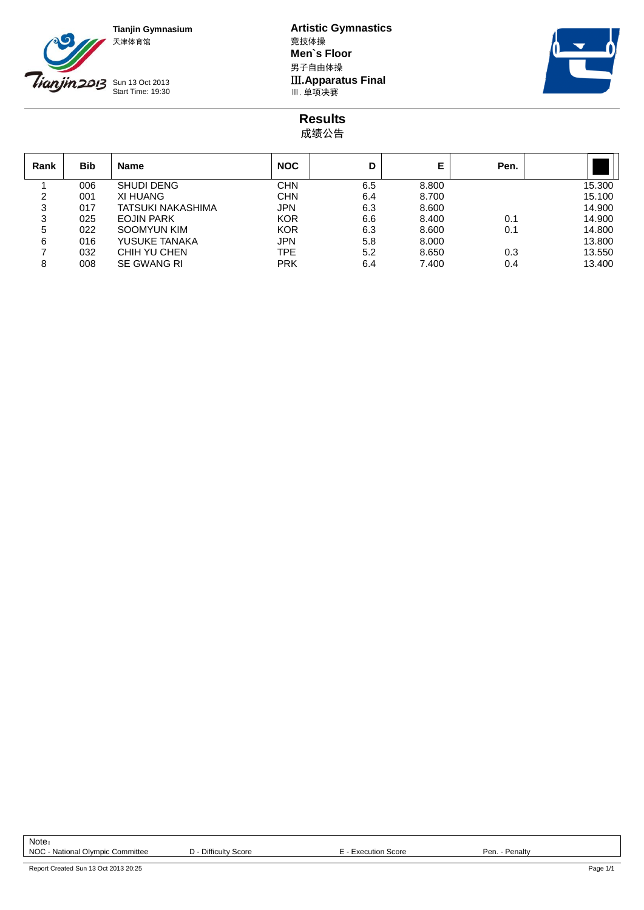**Tianjin Gymnasium**
天津体育馆

Sun 13 Oct 2013
Start Time: 19:30

**Artistic Gymnastics**
竞技体操
**Men`s Floor**
男子自由体操
**Ⅲ.Apparatus Final**
Ⅲ. 单项决赛

## Results
成绩公告

| Rank | Bib | Name | NOC | D | E | Pen. | |
|---|---|---|---|---|---|---|---|
| 1 | 006 | SHUDI DENG | CHN | 6.5 | 8.800 | | 15.300 |
| 2 | 001 | XI HUANG | CHN | 6.4 | 8.700 | | 15.100 |
| 3 | 017 | TATSUKI NAKASHIMA | JPN | 6.3 | 8.600 | | 14.900 |
| 3 | 025 | EOJIN PARK | KOR | 6.6 | 8.400 | 0.1 | 14.900 |
| 5 | 022 | SOOMYUN KIM | KOR | 6.3 | 8.600 | 0.1 | 14.800 |
| 6 | 016 | YUSUKE TANAKA | JPN | 5.8 | 8.000 | | 13.800 |
| 7 | 032 | CHIH YU CHEN | TPE | 5.2 | 8.650 | 0.3 | 13.550 |
| 8 | 008 | SE GWANG RI | PRK | 6.4 | 7.400 | 0.4 | 13.400 |

Note：
NOC - National Olympic Committee D - Difficulty Score E - Execution Score Pen. - Penalty

Report Created Sun 13 Oct 2013 20:25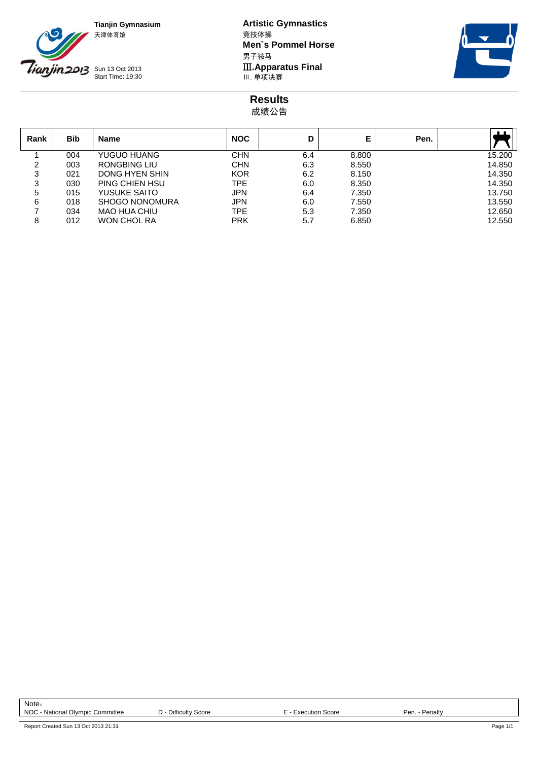**Tianjin Gymnasium**
天津体育馆

Sun 13 Oct 2013
Start Time: 19:30

**Artistic Gymnastics**
竞技体操
**Men`s Pommel Horse**
男子鞍马
**Ⅲ.Apparatus Final**
Ⅲ. 单项决赛

## Results
成绩公告

| Rank | Bib | Name | NOC | D | E | Pen. | Total |
|---|---|---|---|---|---|---|---|
| 1 | 004 | YUGUO HUANG | CHN | 6.4 | 8.800 | | 15.200 |
| 2 | 003 | RONGBING LIU | CHN | 6.3 | 8.550 | | 14.850 |
| 3 | 021 | DONG HYEN SHIN | KOR | 6.2 | 8.150 | | 14.350 |
| 3 | 030 | PING CHIEN HSU | TPE | 6.0 | 8.350 | | 14.350 |
| 5 | 015 | YUSUKE SAITO | JPN | 6.4 | 7.350 | | 13.750 |
| 6 | 018 | SHOGO NONOMURA | JPN | 6.0 | 7.550 | | 13.550 |
| 7 | 034 | MAO HUA CHIU | TPE | 5.3 | 7.350 | | 12.650 |
| 8 | 012 | WON CHOL RA | PRK | 5.7 | 6.850 | | 12.550 |

Note：
NOC - National Olympic Committee D - Difficulty Score E - Execution Score Pen. - Penalty

Report Created Sun 13 Oct 2013 21:31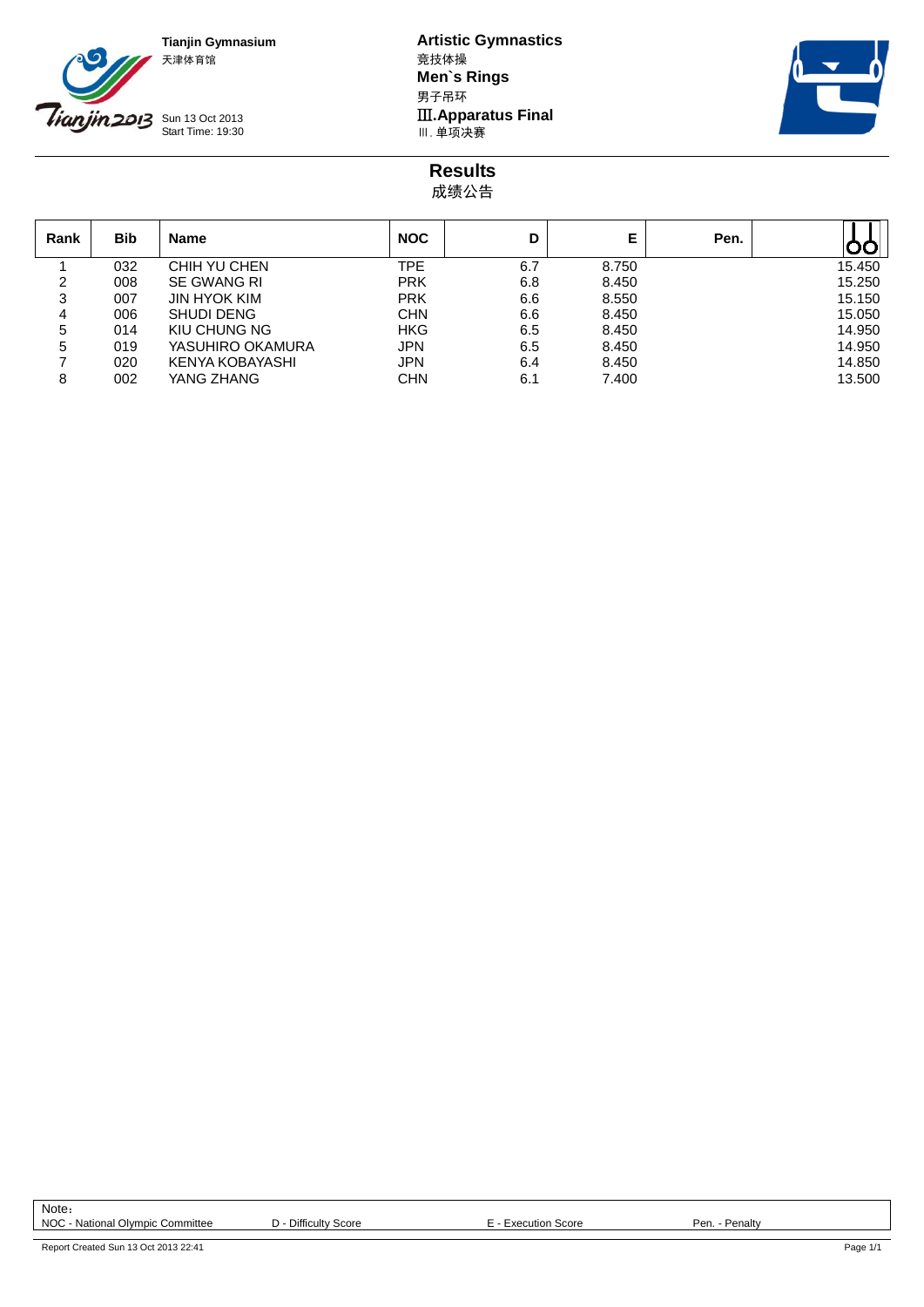**Tianjin Gymnasium**
天津体育馆

Sun 13 Oct 2013
Start Time: 19:30

**Artistic Gymnastics**
竞技体操
**Men`s Rings**
男子吊环
**Ⅲ.Apparatus Final**
Ⅲ. 单项决赛

# Results
成绩公告

| Rank | Bib | Name | NOC | D | E | Pen. | Total |
|---|---|---|---|---|---|---|---|
| 1 | 032 | CHIH YU CHEN | TPE | 6.7 | 8.750 | | 15.450 |
| 2 | 008 | SE GWANG RI | PRK | 6.8 | 8.450 | | 15.250 |
| 3 | 007 | JIN HYOK KIM | PRK | 6.6 | 8.550 | | 15.150 |
| 4 | 006 | SHUDI DENG | CHN | 6.6 | 8.450 | | 15.050 |
| 5 | 014 | KIU CHUNG NG | HKG | 6.5 | 8.450 | | 14.950 |
| 5 | 019 | YASUHIRO OKAMURA | JPN | 6.5 | 8.450 | | 14.950 |
| 7 | 020 | KENYA KOBAYASHI | JPN | 6.4 | 8.450 | | 14.850 |
| 8 | 002 | YANG ZHANG | CHN | 6.1 | 7.400 | | 13.500 |

Note：
NOC - National Olympic Committee　　D - Difficulty Score　　E - Execution Score　　Pen. - Penalty

Report Created Sun 13 Oct 2013 22:41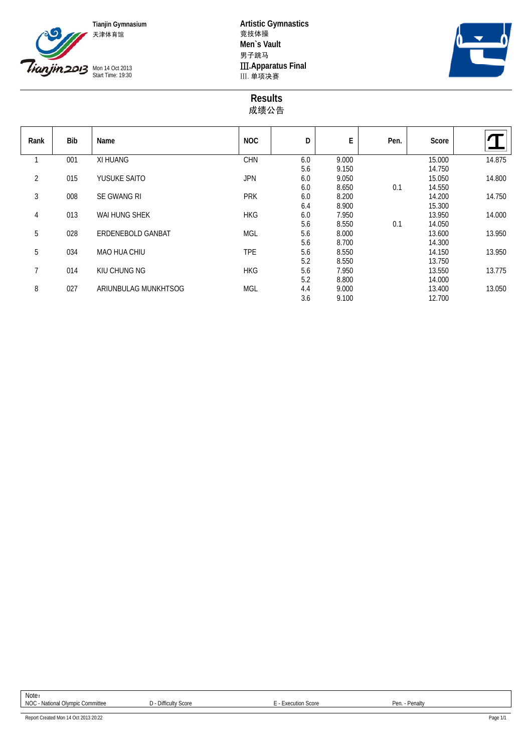Tianjin Gymnasium
天津体育馆

Mon 14 Oct 2013
Start Time: 19:30

**Artistic Gymnastics**
竞技体操
**Men`s Vault**
男子跳马
**Ⅲ.Apparatus Final**
Ⅲ. 单项决赛

# Results
# 成绩公告

| Rank | Bib | Name | NOC | D | E | Pen. | Score | |
|---|---|---|---|---|---|---|---|---|
| 1 | 001 | XI HUANG | CHN | 6.0 | 9.000 | | 15.000 | 14.875 |
| | | | | 5.6 | 9.150 | | 14.750 | |
| 2 | 015 | YUSUKE SAITO | JPN | 6.0 | 9.050 | | 15.050 | 14.800 |
| | | | | 6.0 | 8.650 | 0.1 | 14.550 | |
| 3 | 008 | SE GWANG RI | PRK | 6.0 | 8.200 | | 14.200 | 14.750 |
| | | | | 6.4 | 8.900 | | 15.300 | |
| 4 | 013 | WAI HUNG SHEK | HKG | 6.0 | 7.950 | | 13.950 | 14.000 |
| | | | | 5.6 | 8.550 | 0.1 | 14.050 | |
| 5 | 028 | ERDENEBOLD GANBAT | MGL | 5.6 | 8.000 | | 13.600 | 13.950 |
| | | | | 5.6 | 8.700 | | 14.300 | |
| 5 | 034 | MAO HUA CHIU | TPE | 5.6 | 8.550 | | 14.150 | 13.950 |
| | | | | 5.2 | 8.550 | | 13.750 | |
| 7 | 014 | KIU CHUNG NG | HKG | 5.6 | 7.950 | | 13.550 | 13.775 |
| | | | | 5.2 | 8.800 | | 14.000 | |
| 8 | 027 | ARIUNBULAG MUNKHTSOG | MGL | 4.4 | 9.000 | | 13.400 | 13.050 |
| | | | | 3.6 | 9.100 | | 12.700 | |

Note：
NOC - National Olympic Committee　　D - Difficulty Score　　E - Execution Score　　Pen. - Penalty

Report Created Mon 14 Oct 2013 20:22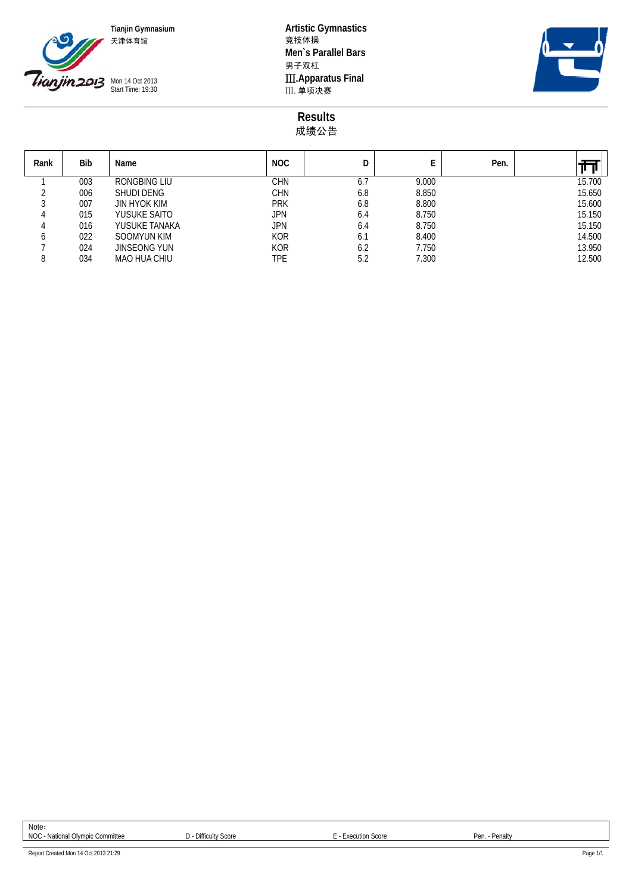Tianjin Gymnasium
天津体育馆

Mon 14 Oct 2013
Start Time: 19:30

**Artistic Gymnastics**
竞技体操
**Men`s Parallel Bars**
男子双杠
**Ⅲ.Apparatus Final**
Ⅲ. 单项决赛

## Results
成绩公告

| Rank | Bib | Name | NOC | D | E | Pen. | Total |
|---|---|---|---|---|---|---|---|
| 1 | 003 | RONGBING LIU | CHN | 6.7 | 9.000 | | 15.700 |
| 2 | 006 | SHUDI DENG | CHN | 6.8 | 8.850 | | 15.650 |
| 3 | 007 | JIN HYOK KIM | PRK | 6.8 | 8.800 | | 15.600 |
| 4 | 015 | YUSUKE SAITO | JPN | 6.4 | 8.750 | | 15.150 |
| 4 | 016 | YUSUKE TANAKA | JPN | 6.4 | 8.750 | | 15.150 |
| 6 | 022 | SOOMYUN KIM | KOR | 6.1 | 8.400 | | 14.500 |
| 7 | 024 | JINSEONG YUN | KOR | 6.2 | 7.750 | | 13.950 |
| 8 | 034 | MAO HUA CHIU | TPE | 5.2 | 7.300 | | 12.500 |

Note：
NOC - National Olympic Committee　　D - Difficulty Score　　E - Execution Score　　Pen. - Penalty

Report Created Mon 14 Oct 2013 21:29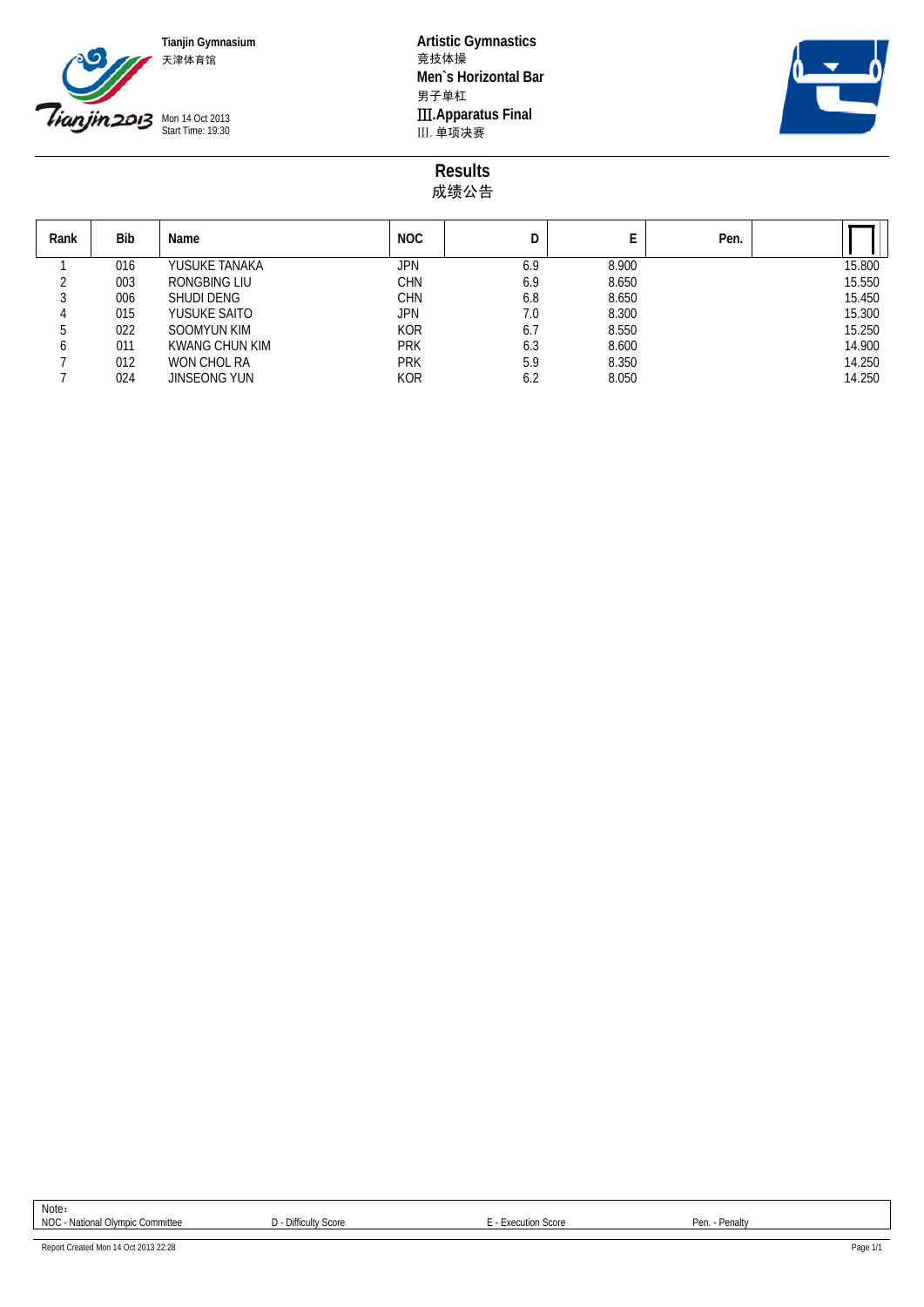Tianjin Gymnasium
天津体育馆

Mon 14 Oct 2013
Start Time: 19:30

**Artistic Gymnastics**
竞技体操
**Men`s Horizontal Bar**
男子单杠
**Ⅲ.Apparatus Final**
Ⅲ. 单项决赛

## Results
## 成绩公告

| Rank | Bib | Name | NOC | D | E | Pen. | |
|---|---|---|---|---|---|---|---|
| 1 | 016 | YUSUKE TANAKA | JPN | 6.9 | 8.900 | | 15.800 |
| 2 | 003 | RONGBING LIU | CHN | 6.9 | 8.650 | | 15.550 |
| 3 | 006 | SHUDI DENG | CHN | 6.8 | 8.650 | | 15.450 |
| 4 | 015 | YUSUKE SAITO | JPN | 7.0 | 8.300 | | 15.300 |
| 5 | 022 | SOOMYUN KIM | KOR | 6.7 | 8.550 | | 15.250 |
| 6 | 011 | KWANG CHUN KIM | PRK | 6.3 | 8.600 | | 14.900 |
| 7 | 012 | WON CHOL RA | PRK | 5.9 | 8.350 | | 14.250 |
| 7 | 024 | JINSEONG YUN | KOR | 6.2 | 8.050 | | 14.250 |

Note：
NOC - National Olympic Committee　D - Difficulty Score　E - Execution Score　Pen. - Penalty

Report Created Mon 14 Oct 2013 22:28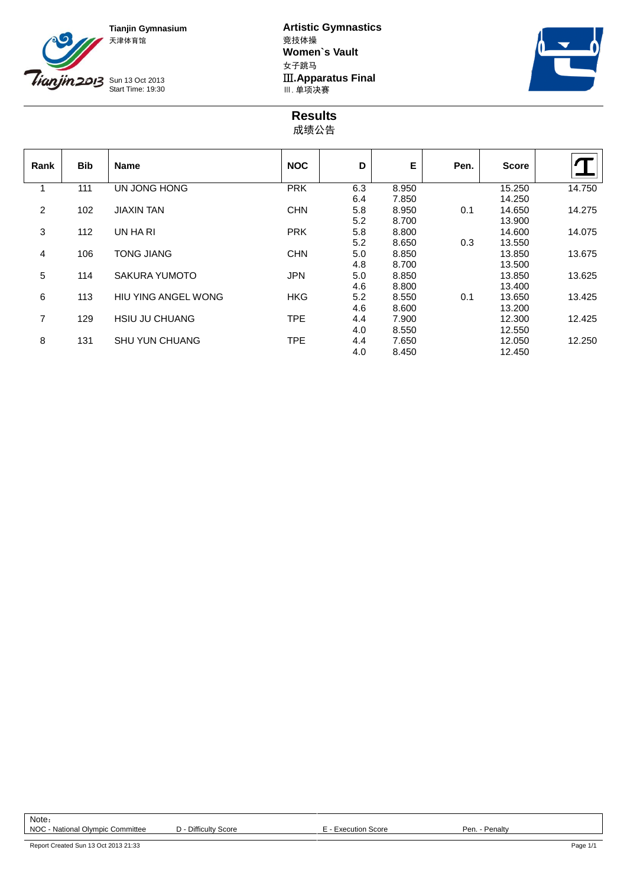**Tianjin Gymnasium**
天津体育馆

Sun 13 Oct 2013
Start Time: 19:30

**Artistic Gymnastics**
竞技体操
**Women`s Vault**
女子跳马
**Ⅲ.Apparatus Final**
Ⅲ. 单项决赛

## Results
成绩公告

| Rank | Bib | Name | NOC | D | E | Pen. | Score | |
|---|---|---|---|---|---|---|---|---|
| 1 | 111 | UN JONG HONG | PRK | 6.3 | 8.950 | | 15.250 | 14.750 |
| | | | | 6.4 | 7.850 | | 14.250 | |
| 2 | 102 | JIAXIN TAN | CHN | 5.8 | 8.950 | 0.1 | 14.650 | 14.275 |
| | | | | 5.2 | 8.700 | | 13.900 | |
| 3 | 112 | UN HA RI | PRK | 5.8 | 8.800 | | 14.600 | 14.075 |
| | | | | 5.2 | 8.650 | 0.3 | 13.550 | |
| 4 | 106 | TONG JIANG | CHN | 5.0 | 8.850 | | 13.850 | 13.675 |
| | | | | 4.8 | 8.700 | | 13.500 | |
| 5 | 114 | SAKURA YUMOTO | JPN | 5.0 | 8.850 | | 13.850 | 13.625 |
| | | | | 4.6 | 8.800 | | 13.400 | |
| 6 | 113 | HIU YING ANGEL WONG | HKG | 5.2 | 8.550 | 0.1 | 13.650 | 13.425 |
| | | | | 4.6 | 8.600 | | 13.200 | |
| 7 | 129 | HSIU JU CHUANG | TPE | 4.4 | 7.900 | | 12.300 | 12.425 |
| | | | | 4.0 | 8.550 | | 12.550 | |
| 8 | 131 | SHU YUN CHUANG | TPE | 4.4 | 7.650 | | 12.050 | 12.250 |
| | | | | 4.0 | 8.450 | | 12.450 | |

Note：
NOC - National Olympic Committee　D - Difficulty Score　E - Execution Score　Pen. - Penalty

Report Created Sun 13 Oct 2013 21:33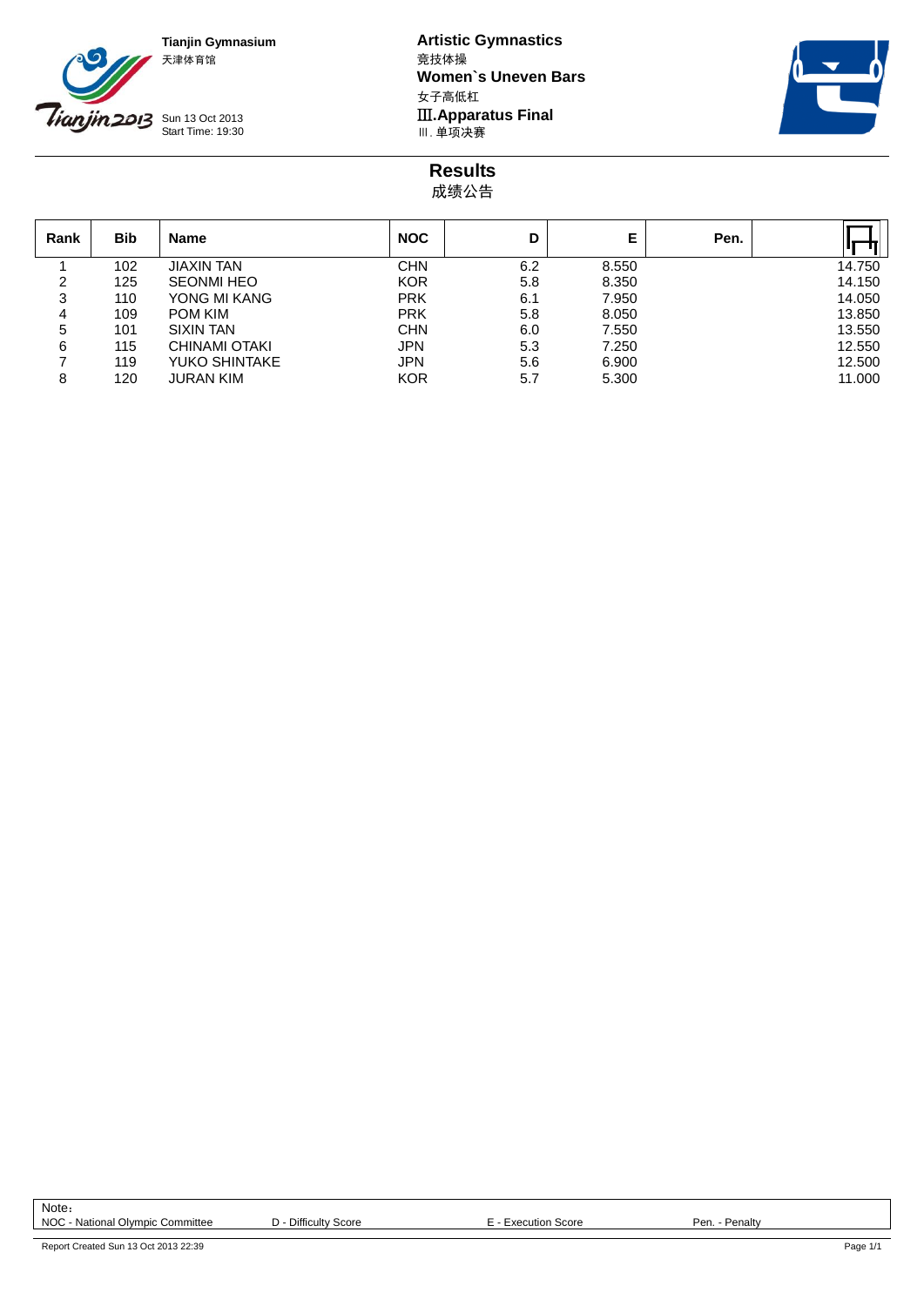Tianjin Gymnasium
天津体育馆

Sun 13 Oct 2013
Start Time: 19:30

**Artistic Gymnastics**
竞技体操
**Women`s Uneven Bars**
女子高低杠
**Ⅲ.Apparatus Final**
Ⅲ. 单项决赛

## Results
成绩公告

| Rank | Bib | Name | NOC | D | E | Pen. | Total |
|---|---|---|---|---|---|---|---|
| 1 | 102 | JIAXIN TAN | CHN | 6.2 | 8.550 | | 14.750 |
| 2 | 125 | SEONMI HEO | KOR | 5.8 | 8.350 | | 14.150 |
| 3 | 110 | YONG MI KANG | PRK | 6.1 | 7.950 | | 14.050 |
| 4 | 109 | POM KIM | PRK | 5.8 | 8.050 | | 13.850 |
| 5 | 101 | SIXIN TAN | CHN | 6.0 | 7.550 | | 13.550 |
| 6 | 115 | CHINAMI OTAKI | JPN | 5.3 | 7.250 | | 12.550 |
| 7 | 119 | YUKO SHINTAKE | JPN | 5.6 | 6.900 | | 12.500 |
| 8 | 120 | JURAN KIM | KOR | 5.7 | 5.300 | | 11.000 |

Note：
NOC - National Olympic Committee　　D - Difficulty Score　　E - Execution Score　　Pen. - Penalty

Report Created Sun 13 Oct 2013 22:39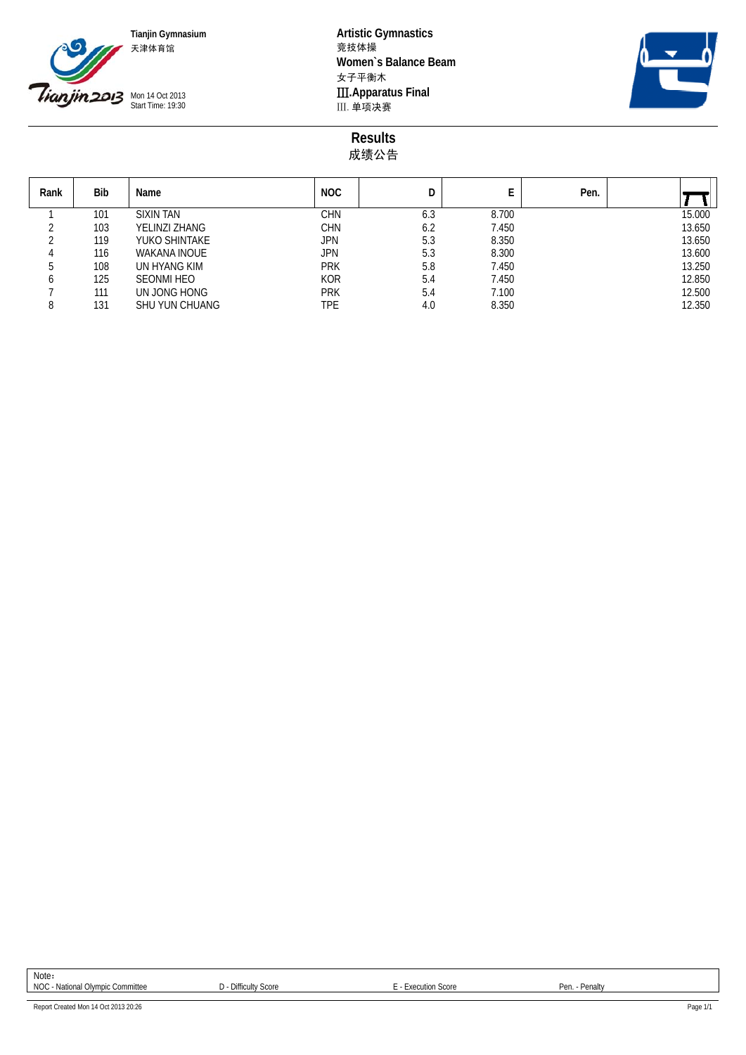Tianjin Gymnasium
天津体育馆

Mon 14 Oct 2013
Start Time: 19:30

**Artistic Gymnastics**
竞技体操
**Women`s Balance Beam**
女子平衡木
**Ⅲ.Apparatus Final**
Ⅲ. 单项决赛

## Results
成绩公告

| Rank | Bib | Name | NOC | D | E | Pen. | |
|---|---|---|---|---|---|---|---|
| 1 | 101 | SIXIN TAN | CHN | 6.3 | 8.700 | | 15.000 |
| 2 | 103 | YELINZI ZHANG | CHN | 6.2 | 7.450 | | 13.650 |
| 2 | 119 | YUKO SHINTAKE | JPN | 5.3 | 8.350 | | 13.650 |
| 4 | 116 | WAKANA INOUE | JPN | 5.3 | 8.300 | | 13.600 |
| 5 | 108 | UN HYANG KIM | PRK | 5.8 | 7.450 | | 13.250 |
| 6 | 125 | SEONMI HEO | KOR | 5.4 | 7.450 | | 12.850 |
| 7 | 111 | UN JONG HONG | PRK | 5.4 | 7.100 | | 12.500 |
| 8 | 131 | SHU YUN CHUANG | TPE | 4.0 | 8.350 | | 12.350 |

Note：
NOC - National Olympic Committee D - Difficulty Score E - Execution Score Pen. - Penalty

Report Created Mon 14 Oct 2013 20:26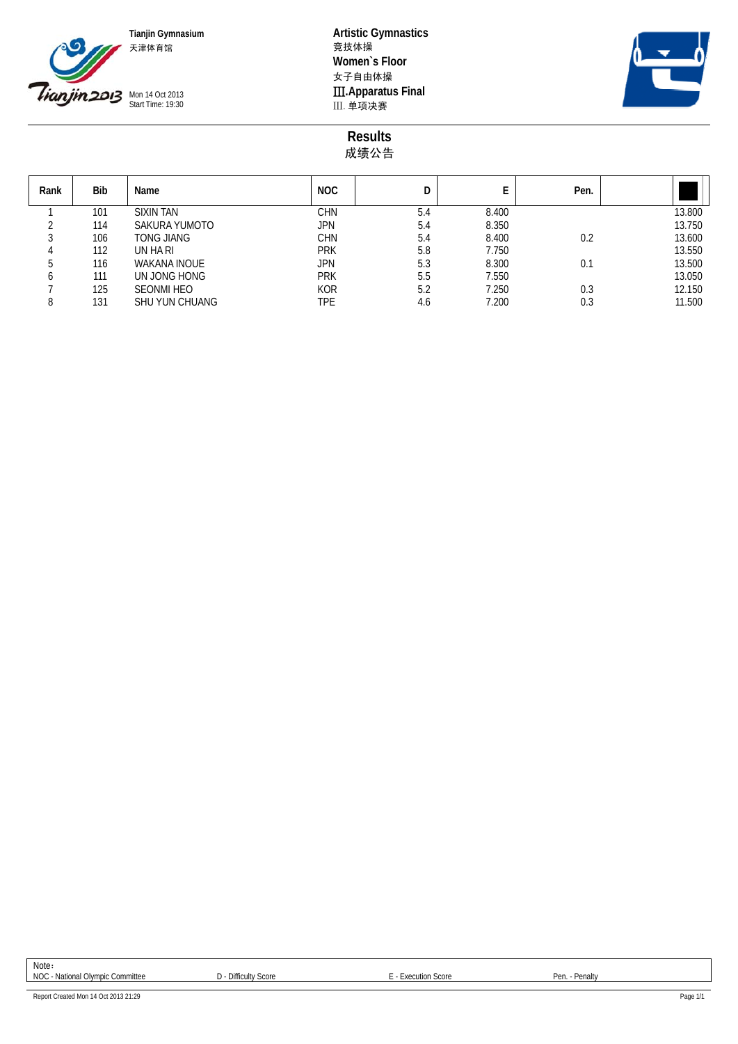Tianjin Gymnasium
天津体育馆

Mon 14 Oct 2013
Start Time: 19:30

**Artistic Gymnastics**
竞技体操
**Women`s Floor**
女子自由体操
**Ⅲ.Apparatus Final**
Ⅲ. 单项决赛

## Results
成绩公告

| Rank | Bib | Name | NOC | D | E | Pen. | |
|---|---|---|---|---|---|---|---|
| 1 | 101 | SIXIN TAN | CHN | 5.4 | 8.400 | | 13.800 |
| 2 | 114 | SAKURA YUMOTO | JPN | 5.4 | 8.350 | | 13.750 |
| 3 | 106 | TONG JIANG | CHN | 5.4 | 8.400 | 0.2 | 13.600 |
| 4 | 112 | UN HA RI | PRK | 5.8 | 7.750 | | 13.550 |
| 5 | 116 | WAKANA INOUE | JPN | 5.3 | 8.300 | 0.1 | 13.500 |
| 6 | 111 | UN JONG HONG | PRK | 5.5 | 7.550 | | 13.050 |
| 7 | 125 | SEONMI HEO | KOR | 5.2 | 7.250 | 0.3 | 12.150 |
| 8 | 131 | SHU YUN CHUANG | TPE | 4.6 | 7.200 | 0.3 | 11.500 |

Note：
NOC - National Olympic Committee D - Difficulty Score E - Execution Score Pen. - Penalty

Report Created Mon 14 Oct 2013 21:29